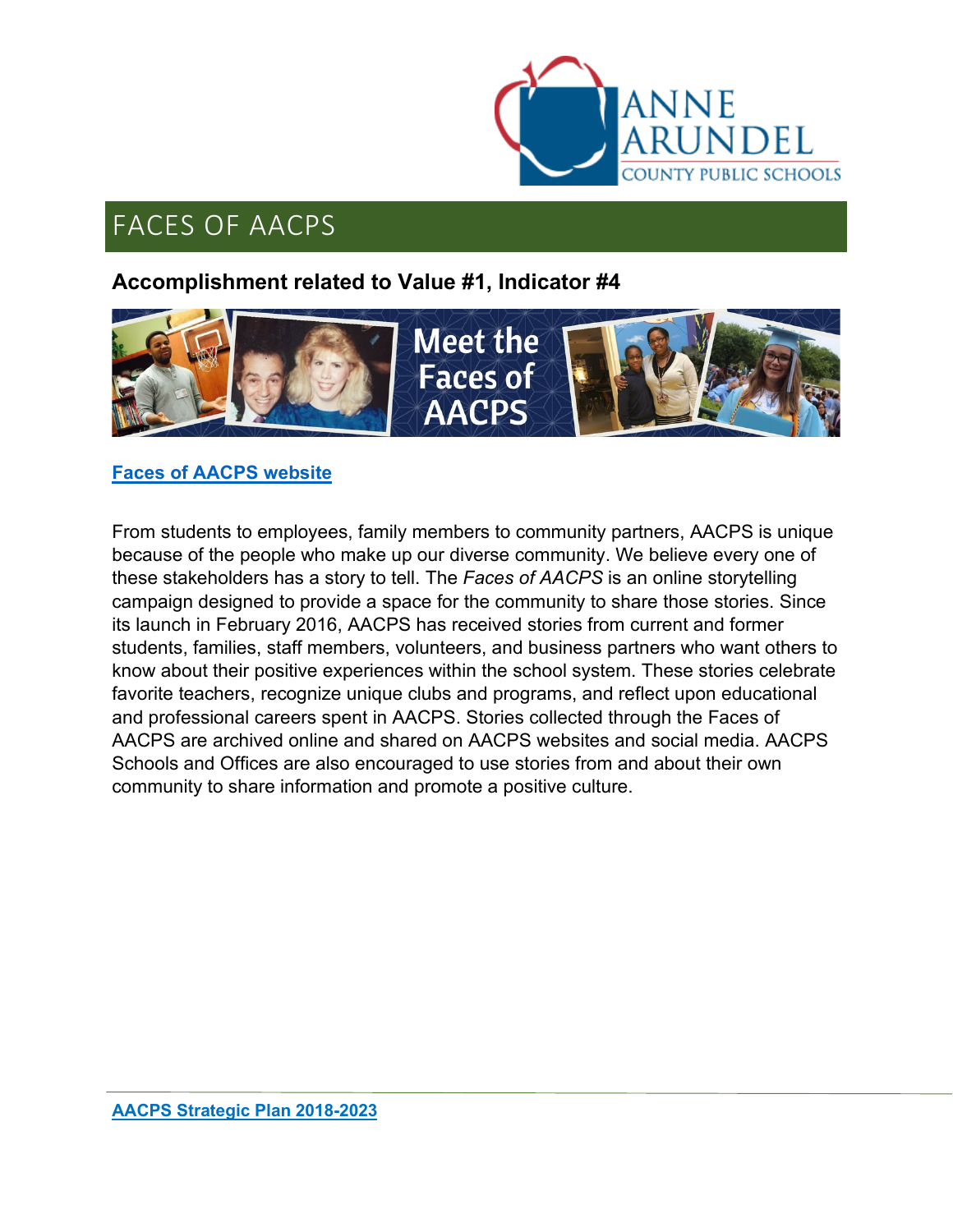# FACES OF AACPS

## Accomplishment related to Value #1, Indicator #4

**Faces of AACPS website**

From students to employees, family members to community partners, AACPS is unique because of the people who make up our diverse community. We believe every one of these stakeholders has a story to tell. The *Faces of AACPS* is an online storytelling campaign designed to provide a space for the community to share those stories. Since its launch in February 2016, AACPS has received stories from current and former students, families, staff members, volunteers, and business partners who want others to know about their positive experiences within the school system. These stories celebrate favorite teachers, recognize unique clubs and programs, and reflect upon educational and professional careers spent in AACPS. Stories collected through the Faces of AACPS are archived online and shared on AACPS websites and social media. AACPS Schools and Offices are also encouraged to use stories from and about their own community to share information and promote a positive culture.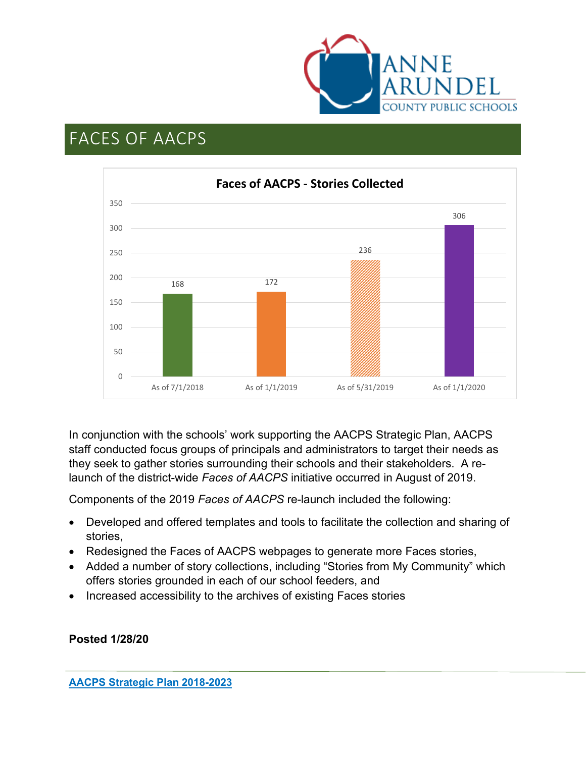ANNE ARUNDEL COUNTY PUBLIC SCHOOLS

# FACES OF AACPS

**Faces of AACPS - Stories Collected**

350
300
250
200
150
100
50
0

168
172
236
306

As of 7/1/2018
As of 1/1/2019
As of 5/31/2019
As of 1/1/2020

In conjunction with the schools' work supporting the AACPS Strategic Plan, AACPS staff conducted focus groups of principals and administrators to target their needs as they seek to gather stories surrounding their schools and their stakeholders. A re-launch of the district-wide *Faces of AACPS* initiative occurred in August of 2019.

Components of the 2019 *Faces of AACPS* re-launch included the following:

- Developed and offered templates and tools to facilitate the collection and sharing of stories,
- Redesigned the Faces of AACPS webpages to generate more Faces stories,
- Added a number of story collections, including "Stories from My Community" which offers stories grounded in each of our school feeders, and
- Increased accessibility to the archives of existing Faces stories

**Posted 1/28/20**

**AACPS Strategic Plan 2018-2023**